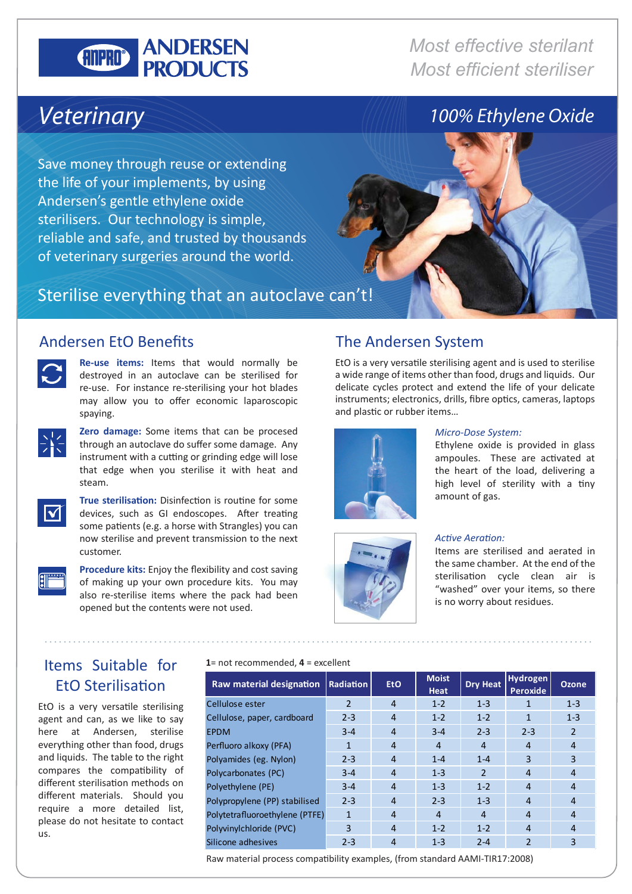# ANDERSEN PRODUCTS

*Most effective sterilant*
*Most efficient steriliser*

# Veterinary

## 100% Ethylene Oxide

Save money through reuse or extending the life of your implements, by using Andersen's gentle ethylene oxide sterilisers. Our technology is simple, reliable and safe, and trusted by thousands of veterinary surgeries around the world.

Sterilise everything that an autoclave can't!

## Andersen EtO Benefits

**Re-use items:** Items that would normally be destroyed in an autoclave can be sterilised for re-use. For instance re-sterilising your hot blades may allow you to offer economic laparoscopic spaying.

**Zero damage:** Some items that can be procesed through an autoclave do suffer some damage. Any instrument with a cutting or grinding edge will lose that edge when you sterilise it with heat and steam.

**True sterilisation:** Disinfection is routine for some devices, such as GI endoscopes. After treating some patients (e.g. a horse with Strangles) you can now sterilise and prevent transmission to the next customer.

**Procedure kits:** Enjoy the flexibility and cost saving of making up your own procedure kits. You may also re-sterilise items where the pack had been opened but the contents were not used.

## The Andersen System

EtO is a very versatile sterilising agent and is used to sterilise a wide range of items other than food, drugs and liquids. Our delicate cycles protect and extend the life of your delicate instruments; electronics, drills, fibre optics, cameras, laptops and plastic or rubber items...

*Micro-Dose System:*
Ethylene oxide is provided in glass ampoules. These are activated at the heart of the load, delivering a high level of sterility with a tiny amount of gas.

*Active Aeration:*
Items are sterilised and aerated in the same chamber. At the end of the sterilisation cycle clean air is "washed" over your items, so there is no worry about residues.

## Items Suitable for EtO Sterilisation

EtO is a very versatile sterilising agent and can, as we like to say here at Andersen, sterilise everything other than food, drugs and liquids. The table to the right compares the compatibility of different sterilisation methods on different materials. Should you require a more detailed list, please do not hesitate to contact us.

**1**= not recommended, **4** = excellent

| Raw material designation | Radiation | EtO | Moist Heat | Dry Heat | Hydrogen Peroxide | Ozone |
|---|---|---|---|---|---|---|
| Cellulose ester | 2 | 4 | 1-2 | 1-3 | 1 | 1-3 |
| Cellulose, paper, cardboard | 2-3 | 4 | 1-2 | 1-2 | 1 | 1-3 |
| EPDM | 3-4 | 4 | 3-4 | 2-3 | 2-3 | 2 |
| Perfluoro alkoxy (PFA) | 1 | 4 | 4 | 4 | 4 | 4 |
| Polyamides (eg. Nylon) | 2-3 | 4 | 1-4 | 1-4 | 3 | 3 |
| Polycarbonates (PC) | 3-4 | 4 | 1-3 | 2 | 4 | 4 |
| Polyethylene (PE) | 3-4 | 4 | 1-3 | 1-2 | 4 | 4 |
| Polypropylene (PP) stabilised | 2-3 | 4 | 2-3 | 1-3 | 4 | 4 |
| Polytetrafluoroethylene (PTFE) | 1 | 4 | 4 | 4 | 4 | 4 |
| Polyvinylchloride (PVC) | 3 | 4 | 1-2 | 1-2 | 4 | 4 |
| Silicone adhesives | 2-3 | 4 | 1-3 | 2-4 | 2 | 3 |

Raw material process compatibility examples, (from standard AAMI-TIR17:2008)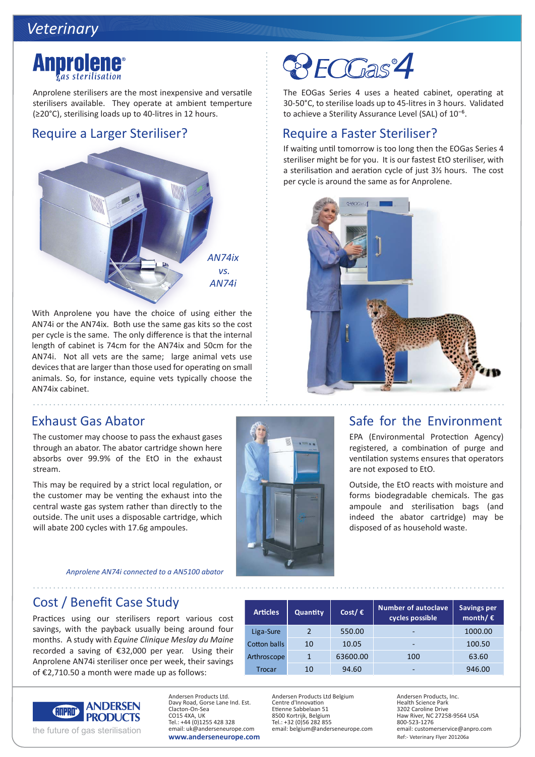# Veterinary

## Anprolene® gas sterilisation

Anprolene sterilisers are the most inexpensive and versatile sterilisers available. They operate at ambient temperture (≥20°C), sterilising loads up to 40-litres in 12 hours.

## Require a Larger Steriliser?

*AN74ix vs. AN74i*

With Anprolene you have the choice of using either the AN74i or the AN74ix. Both use the same gas kits so the cost per cycle is the same. The only difference is that the internal length of cabinet is 74cm for the AN74ix and 50cm for the AN74i. Not all vets are the same; large animal vets use devices that are larger than those used for operating on small animals. So, for instance, equine vets typically choose the AN74ix cabinet.

## EOGas® 4

The EOGas Series 4 uses a heated cabinet, operating at 30-50°C, to sterilise loads up to 45-litres in 3 hours. Validated to achieve a Sterility Assurance Level (SAL) of $10^{-6}$.

## Require a Faster Steriliser?

If waiting until tomorrow is too long then the EOGas Series 4 steriliser might be for you. It is our fastest EtO steriliser, with a sterilisation and aeration cycle of just 3½ hours. The cost per cycle is around the same as for Anprolene.

## Exhaust Gas Abator

The customer may choose to pass the exhaust gases through an abator. The abator cartridge shown here absorbs over 99.9% of the EtO in the exhaust stream.

This may be required by a strict local regulation, or the customer may be venting the exhaust into the central waste gas system rather than directly to the outside. The unit uses a disposable cartridge, which will abate 200 cycles with 17.6g ampoules.

*Anprolene AN74i connected to a AN5100 abator*

## Safe for the Environment

EPA (Environmental Protection Agency) registered, a combination of purge and ventilation systems ensures that operators are not exposed to EtO.

Outside, the EtO reacts with moisture and forms biodegradable chemicals. The gas ampoule and sterilisation bags (and indeed the abator cartridge) may be disposed of as household waste.

## Cost / Benefit Case Study

Practices using our sterilisers report various cost savings, with the payback usually being around four months. A study with *Equine Clinique Meslay du Maine* recorded a saving of €32,000 per year. Using their Anprolene AN74i steriliser once per week, their savings of €2,710.50 a month were made up as follows:

| Articles | Quantity | Cost/ € | Number of autoclave cycles possible | Savings per month/ € |
|---|---|---|---|---|
| Liga-Sure | 2 | 550.00 | - | 1000.00 |
| Cotton balls | 10 | 10.05 | - | 100.50 |
| Arthroscope | 1 | 63600.00 | 100 | 63.60 |
| Trocar | 10 | 94.60 | - | 946.00 |

ANDERSEN PRODUCTS
the future of gas sterilisation

Andersen Products Ltd.
Davy Road, Gorse Lane Ind. Est.
Clacton-on-Sea
CO15 4XA, UK
Tel.: +44 (0)1255 428 328
email: uk@anderseneurope.com
**www.anderseneurope.com**

Andersen Products Ltd Belgium
Centre d'Innovation
Etienne Sabbelaan 51
8500 Kortrijk, Belgium
Tel.: +32 (0)56 282 855
email: belgium@anderseneurope.com

Andersen Products, Inc.
Health Science Park
3202 Caroline Drive
Haw River, NC 27258-9564 USA
800-523-1276
email: customerservice@anpro.com

Ref:- Veterinary Flyer 201206a